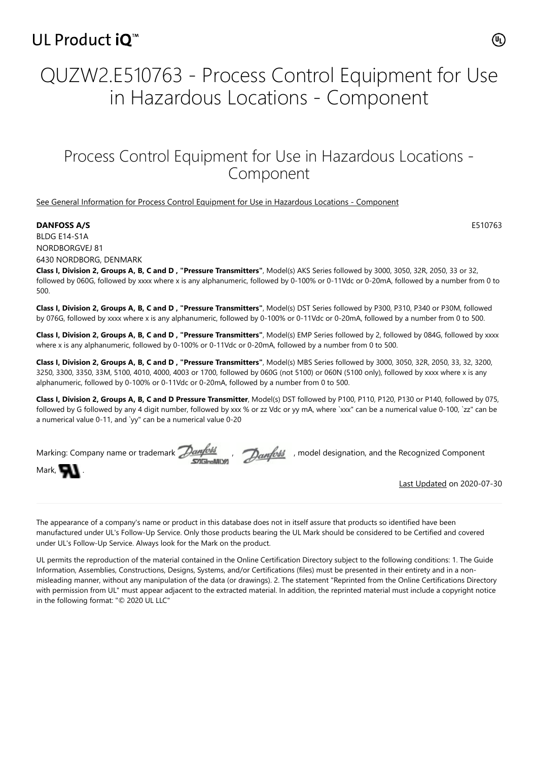UL Product iQ™

# QUZW2.E510763 - Process Control Equipment for Use in Hazardous Locations - Component

## Process Control Equipment for Use in Hazardous Locations - Component

See General Information for Process Control Equipment for Use in Hazardous Locations - Component

**DANFOSS A/S** E510763

BLDG E14-S1A
NORDBORGVEJ 81
6430 NORDBORG, DENMARK

**Class I, Division 2, Groups A, B, C and D , "Pressure Transmitters"**, Model(s) AKS Series followed by 3000, 3050, 32R, 2050, 33 or 32, followed by 060G, followed by xxxx where x is any alphanumeric, followed by 0-100% or 0-11Vdc or 0-20mA, followed by a number from 0 to 500.

**Class I, Division 2, Groups A, B, C and D , "Pressure Transmitters"**, Model(s) DST Series followed by P300, P310, P340 or P30M, followed by 076G, followed by xxxx where x is any alphanumeric, followed by 0-100% or 0-11Vdc or 0-20mA, followed by a number from 0 to 500.

**Class I, Division 2, Groups A, B, C and D , "Pressure Transmitters"**, Model(s) EMP Series followed by 2, followed by 084G, followed by xxxx where x is any alphanumeric, followed by 0-100% or 0-11Vdc or 0-20mA, followed by a number from 0 to 500.

**Class I, Division 2, Groups A, B, C and D , "Pressure Transmitters"**, Model(s) MBS Series followed by 3000, 3050, 32R, 2050, 33, 32, 3200, 3250, 3300, 3350, 33M, 5100, 4010, 4000, 4003 or 1700, followed by 060G (not 5100) or 060N (5100 only), followed by xxxx where x is any alphanumeric, followed by 0-100% or 0-11Vdc or 0-20mA, followed by a number from 0 to 500.

**Class I, Division 2, Groups A, B, C and D Pressure Transmitter**, Model(s) DST followed by P100, P110, P120, P130 or P140, followed by 075, followed by G followed by any 4 digit number, followed by xxx % or zz Vdc or yy mA, where `xxx" can be a numerical value 0-100, `zz" can be a numerical value 0-11, and `yy" can be a numerical value 0-20

Marking: Company name or trademark Danfoss SAGInoMIYA, Danfoss, model designation, and the Recognized Component Mark, .

Last Updated on 2020-07-30

---

The appearance of a company's name or product in this database does not in itself assure that products so identified have been manufactured under UL's Follow-Up Service. Only those products bearing the UL Mark should be considered to be Certified and covered under UL's Follow-Up Service. Always look for the Mark on the product.

UL permits the reproduction of the material contained in the Online Certification Directory subject to the following conditions: 1. The Guide Information, Assemblies, Constructions, Designs, Systems, and/or Certifications (files) must be presented in their entirety and in a non-misleading manner, without any manipulation of the data (or drawings). 2. The statement "Reprinted from the Online Certifications Directory with permission from UL" must appear adjacent to the extracted material. In addition, the reprinted material must include a copyright notice in the following format: "© 2020 UL LLC"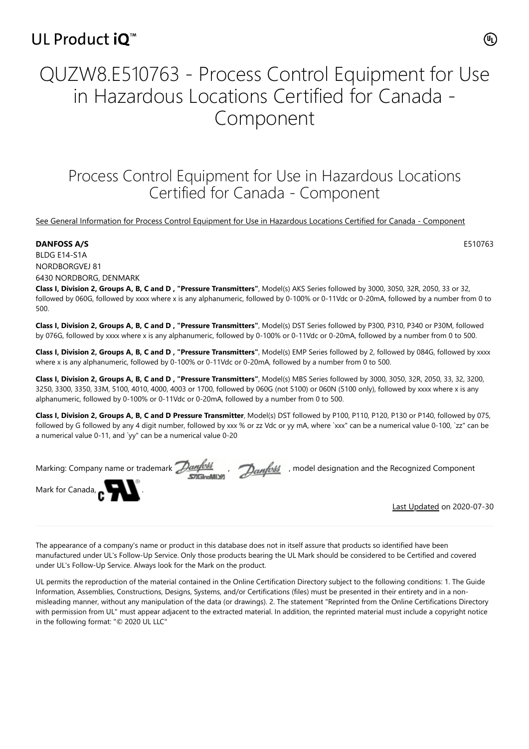UL Product iQ™

# QUZW8.E510763 - Process Control Equipment for Use in Hazardous Locations Certified for Canada - Component

## Process Control Equipment for Use in Hazardous Locations Certified for Canada - Component

See General Information for Process Control Equipment for Use in Hazardous Locations Certified for Canada - Component

**DANFOSS A/S** E510763

BLDG E14-S1A
NORDBORGVEJ 81
6430 NORDBORG, DENMARK

**Class I, Division 2, Groups A, B, C and D , "Pressure Transmitters"**, Model(s) AKS Series followed by 3000, 3050, 32R, 2050, 33 or 32, followed by 060G, followed by xxxx where x is any alphanumeric, followed by 0-100% or 0-11Vdc or 0-20mA, followed by a number from 0 to 500.

**Class I, Division 2, Groups A, B, C and D , "Pressure Transmitters"**, Model(s) DST Series followed by P300, P310, P340 or P30M, followed by 076G, followed by xxxx where x is any alphanumeric, followed by 0-100% or 0-11Vdc or 0-20mA, followed by a number from 0 to 500.

**Class I, Division 2, Groups A, B, C and D , "Pressure Transmitters"**, Model(s) EMP Series followed by 2, followed by 084G, followed by xxxx where x is any alphanumeric, followed by 0-100% or 0-11Vdc or 0-20mA, followed by a number from 0 to 500.

**Class I, Division 2, Groups A, B, C and D , "Pressure Transmitters"**, Model(s) MBS Series followed by 3000, 3050, 32R, 2050, 33, 32, 3200, 3250, 3300, 3350, 33M, 5100, 4010, 4000, 4003 or 1700, followed by 060G (not 5100) or 060N (5100 only), followed by xxxx where x is any alphanumeric, followed by 0-100% or 0-11Vdc or 0-20mA, followed by a number from 0 to 500.

**Class I, Division 2, Groups A, B, C and D Pressure Transmitter**, Model(s) DST followed by P100, P110, P120, P130 or P140, followed by 075, followed by G followed by any 4 digit number, followed by xxx % or zz Vdc or yy mA, where `xxx" can be a numerical value 0-100, `zz" can be a numerical value 0-11, and `yy" can be a numerical value 0-20

Marking: Company name or trademark Danfoss SAGinoMIYA, Danfoss, model designation and the Recognized Component Mark for Canada, c RU.

Last Updated on 2020-07-30

The appearance of a company's name or product in this database does not in itself assure that products so identified have been manufactured under UL's Follow-Up Service. Only those products bearing the UL Mark should be considered to be Certified and covered under UL's Follow-Up Service. Always look for the Mark on the product.

UL permits the reproduction of the material contained in the Online Certification Directory subject to the following conditions: 1. The Guide Information, Assemblies, Constructions, Designs, Systems, and/or Certifications (files) must be presented in their entirety and in a non-misleading manner, without any manipulation of the data (or drawings). 2. The statement "Reprinted from the Online Certifications Directory with permission from UL" must appear adjacent to the extracted material. In addition, the reprinted material must include a copyright notice in the following format: "© 2020 UL LLC"